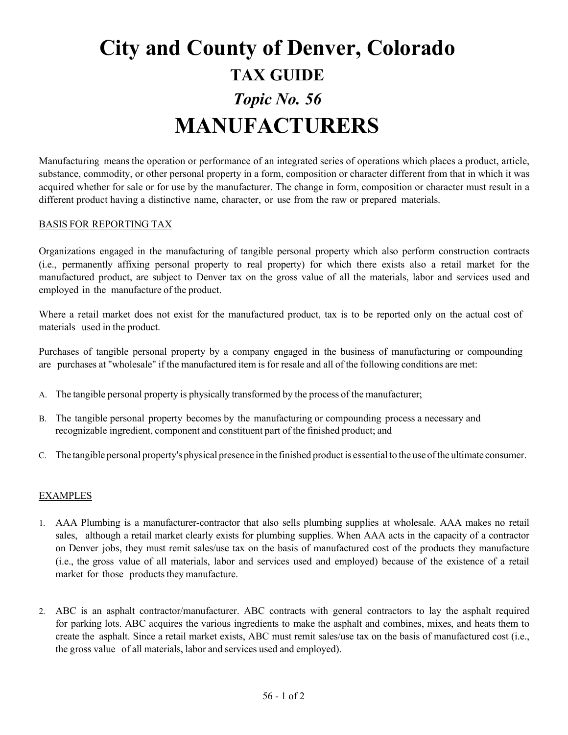# City and County of Denver, Colorado

## TAX GUIDE

### *Topic No. 56*

# MANUFACTURERS

Manufacturing means the operation or performance of an integrated series of operations which places a product, article, substance, commodity, or other personal property in a form, composition or character different from that in which it was acquired whether for sale or for use by the manufacturer. The change in form, composition or character must result in a different product having a distinctive name, character, or use from the raw or prepared materials.

BASIS FOR REPORTING TAX

Organizations engaged in the manufacturing of tangible personal property which also perform construction contracts (i.e., permanently affixing personal property to real property) for which there exists also a retail market for the manufactured product, are subject to Denver tax on the gross value of all the materials, labor and services used and employed in the manufacture of the product.

Where a retail market does not exist for the manufactured product, tax is to be reported only on the actual cost of materials used in the product.

Purchases of tangible personal property by a company engaged in the business of manufacturing or compounding are purchases at "wholesale" if the manufactured item is for resale and all of the following conditions are met:

A. The tangible personal property is physically transformed by the process of the manufacturer;

B. The tangible personal property becomes by the manufacturing or compounding process a necessary and recognizable ingredient, component and constituent part of the finished product; and

C. The tangible personal property's physical presence in the finished product is essential to the use of the ultimate consumer.

EXAMPLES

1. AAA Plumbing is a manufacturer-contractor that also sells plumbing supplies at wholesale. AAA makes no retail sales, although a retail market clearly exists for plumbing supplies. When AAA acts in the capacity of a contractor on Denver jobs, they must remit sales/use tax on the basis of manufactured cost of the products they manufacture (i.e., the gross value of all materials, labor and services used and employed) because of the existence of a retail market for those products they manufacture.

2. ABC is an asphalt contractor/manufacturer. ABC contracts with general contractors to lay the asphalt required for parking lots. ABC acquires the various ingredients to make the asphalt and combines, mixes, and heats them to create the asphalt. Since a retail market exists, ABC must remit sales/use tax on the basis of manufactured cost (i.e., the gross value of all materials, labor and services used and employed).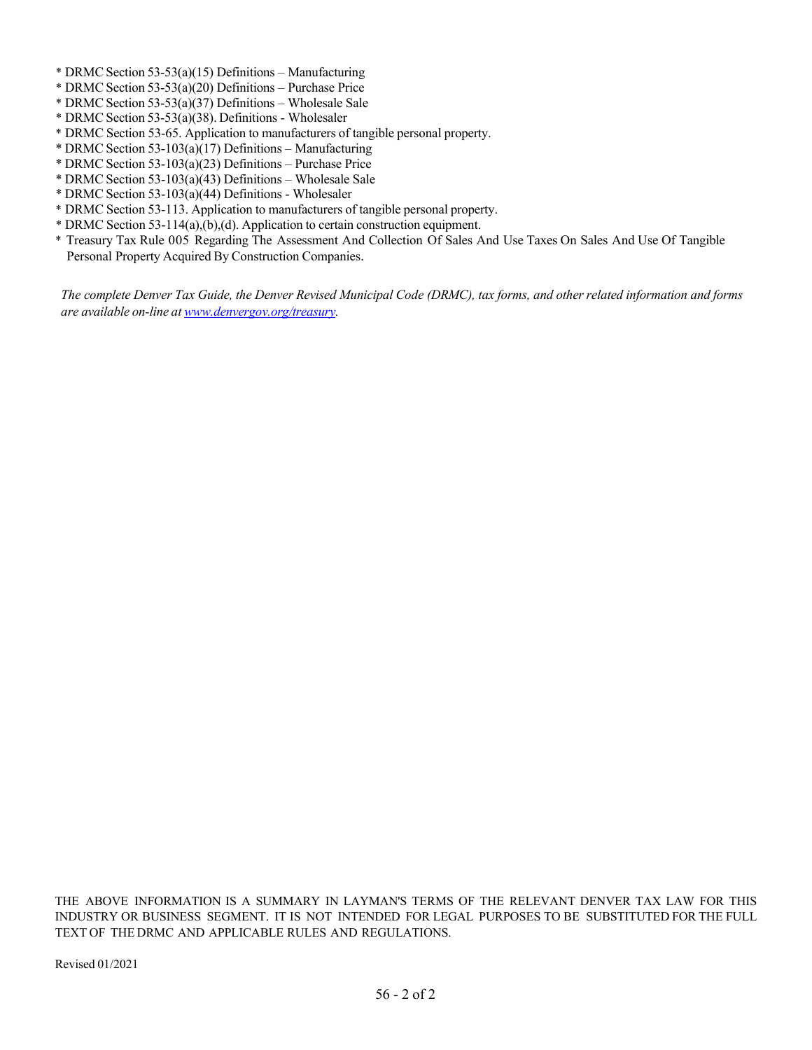* DRMC Section 53-53(a)(15) Definitions – Manufacturing
* DRMC Section 53-53(a)(20) Definitions – Purchase Price
* DRMC Section 53-53(a)(37) Definitions – Wholesale Sale
* DRMC Section 53-53(a)(38). Definitions - Wholesaler
* DRMC Section 53-65. Application to manufacturers of tangible personal property.
* DRMC Section 53-103(a)(17) Definitions – Manufacturing
* DRMC Section 53-103(a)(23) Definitions – Purchase Price
* DRMC Section 53-103(a)(43) Definitions – Wholesale Sale
* DRMC Section 53-103(a)(44) Definitions - Wholesaler
* DRMC Section 53-113. Application to manufacturers of tangible personal property.
* DRMC Section 53-114(a),(b),(d). Application to certain construction equipment.
* Treasury Tax Rule 005 Regarding The Assessment And Collection Of Sales And Use Taxes On Sales And Use Of Tangible Personal Property Acquired By Construction Companies.

*The complete Denver Tax Guide, the Denver Revised Municipal Code (DRMC), tax forms, and other related information and forms are available on-line at [www.denvergov.org/treasury](http://www.denvergov.org/treasury).*

THE ABOVE INFORMATION IS A SUMMARY IN LAYMAN'S TERMS OF THE RELEVANT DENVER TAX LAW FOR THIS INDUSTRY OR BUSINESS SEGMENT. IT IS NOT INTENDED FOR LEGAL PURPOSES TO BE SUBSTITUTED FOR THE FULL TEXT OF THE DRMC AND APPLICABLE RULES AND REGULATIONS.

Revised 01/2021